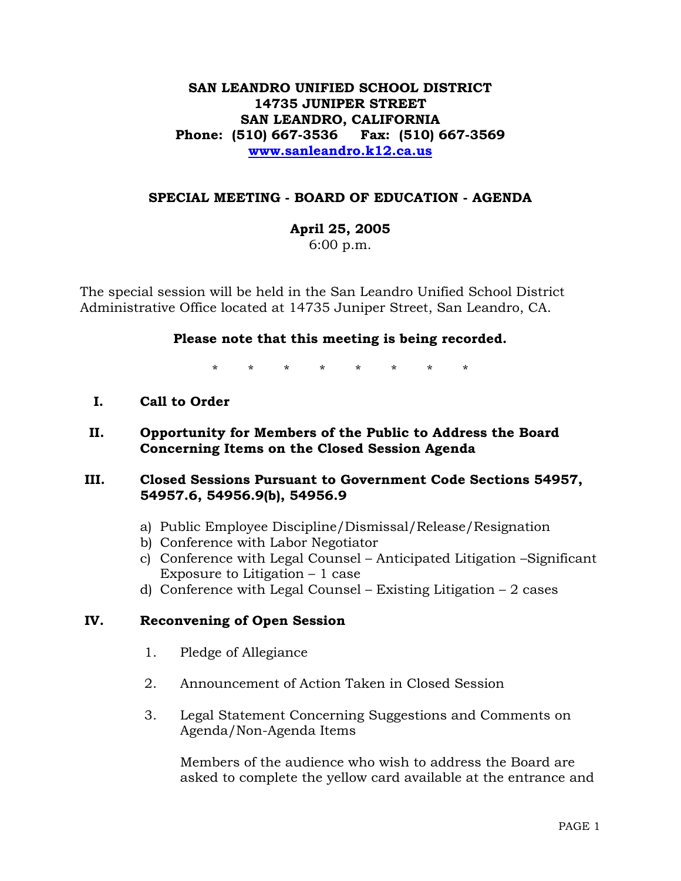**SAN LEANDRO UNIFIED SCHOOL DISTRICT**
**14735 JUNIPER STREET**
**SAN LEANDRO, CALIFORNIA**
**Phone: (510) 667-3536 Fax: (510) 667-3569**
**[www.sanleandro.k12.ca.us](http://www.sanleandro.k12.ca.us)**

## SPECIAL MEETING - BOARD OF EDUCATION - AGENDA

**April 25, 2005**
6:00 p.m.

The special session will be held in the San Leandro Unified School District Administrative Office located at 14735 Juniper Street, San Leandro, CA.

**Please note that this meeting is being recorded.**

\* \* \* \* \* \* \* \*

**I. Call to Order**

**II. Opportunity for Members of the Public to Address the Board Concerning Items on the Closed Session Agenda**

**III. Closed Sessions Pursuant to Government Code Sections 54957, 54957.6, 54956.9(b), 54956.9**

a) Public Employee Discipline/Dismissal/Release/Resignation
b) Conference with Labor Negotiator
c) Conference with Legal Counsel – Anticipated Litigation –Significant Exposure to Litigation – 1 case
d) Conference with Legal Counsel – Existing Litigation – 2 cases

**IV. Reconvening of Open Session**

1. Pledge of Allegiance

2. Announcement of Action Taken in Closed Session

3. Legal Statement Concerning Suggestions and Comments on Agenda/Non-Agenda Items

   Members of the audience who wish to address the Board are asked to complete the yellow card available at the entrance and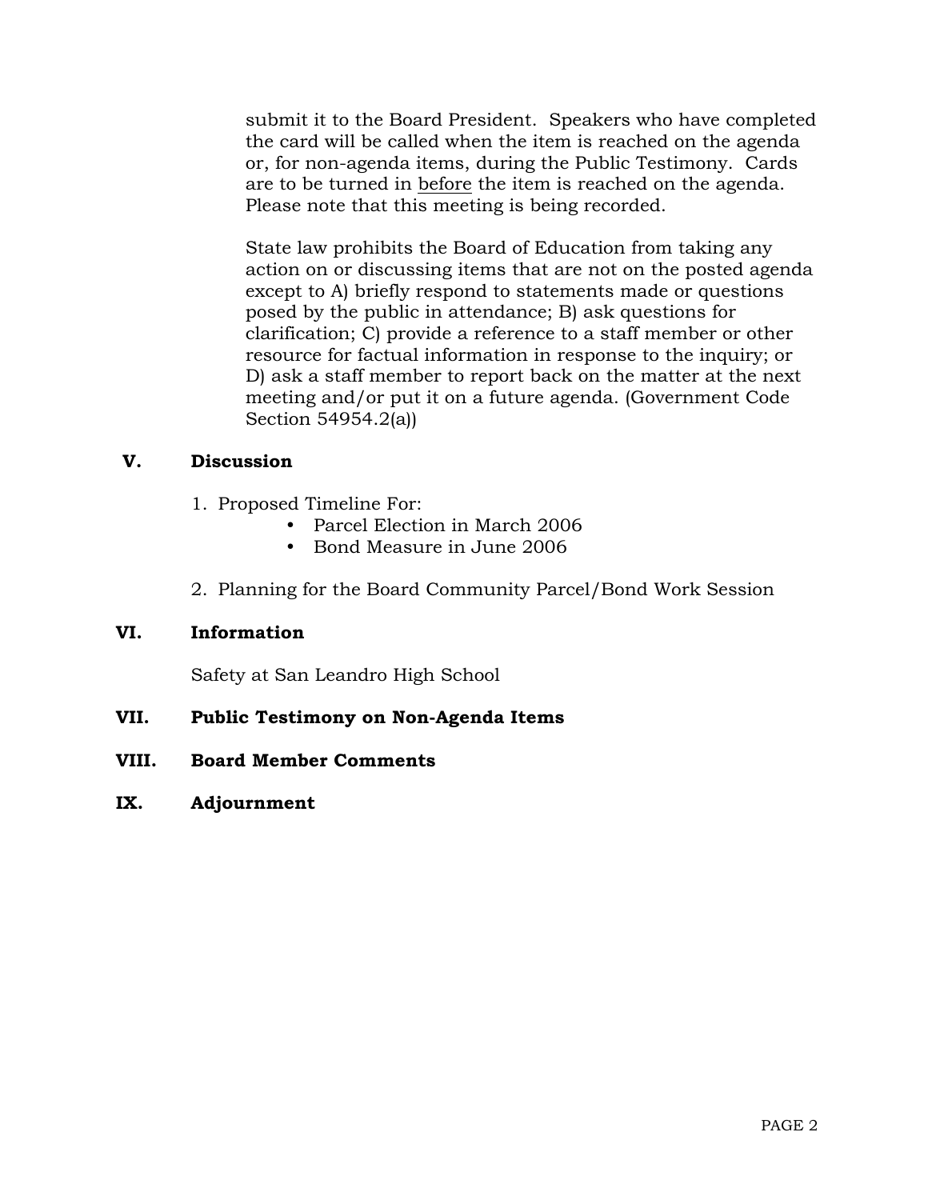submit it to the Board President. Speakers who have completed the card will be called when the item is reached on the agenda or, for non-agenda items, during the Public Testimony. Cards are to be turned in before the item is reached on the agenda. Please note that this meeting is being recorded.

State law prohibits the Board of Education from taking any action on or discussing items that are not on the posted agenda except to A) briefly respond to statements made or questions posed by the public in attendance; B) ask questions for clarification; C) provide a reference to a staff member or other resource for factual information in response to the inquiry; or D) ask a staff member to report back on the matter at the next meeting and/or put it on a future agenda. (Government Code Section 54954.2(a))

## V. Discussion

1. Proposed Timeline For:
   - Parcel Election in March 2006
   - Bond Measure in June 2006

2. Planning for the Board Community Parcel/Bond Work Session

## VI. Information

Safety at San Leandro High School

## VII. Public Testimony on Non-Agenda Items

## VIII. Board Member Comments

## IX. Adjournment